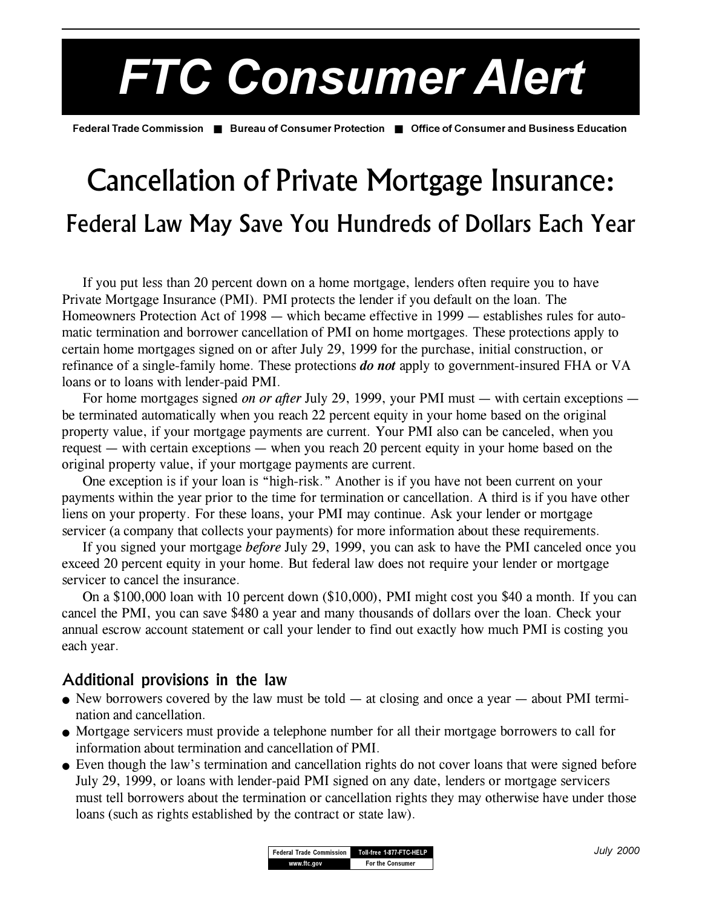# FTC Consumer Alert

Federal Trade Commission ■ Bureau of Consumer Protection ■ Office of Consumer and Business Education

# Cancellation of Private Mortgage Insurance:

## Federal Law May Save You Hundreds of Dollars Each Year

If you put less than 20 percent down on a home mortgage, lenders often require you to have Private Mortgage Insurance (PMI). PMI protects the lender if you default on the loan. The Homeowners Protection Act of 1998 — which became effective in 1999 — establishes rules for automatic termination and borrower cancellation of PMI on home mortgages. These protections apply to certain home mortgages signed on or after July 29, 1999 for the purchase, initial construction, or refinance of a single-family home. These protections ***do not*** apply to government-insured FHA or VA loans or to loans with lender-paid PMI.

For home mortgages signed *on or after* July 29, 1999, your PMI must — with certain exceptions — be terminated automatically when you reach 22 percent equity in your home based on the original property value, if your mortgage payments are current. Your PMI also can be canceled, when you request — with certain exceptions — when you reach 20 percent equity in your home based on the original property value, if your mortgage payments are current.

One exception is if your loan is "high-risk." Another is if you have not been current on your payments within the year prior to the time for termination or cancellation. A third is if you have other liens on your property. For these loans, your PMI may continue. Ask your lender or mortgage servicer (a company that collects your payments) for more information about these requirements.

If you signed your mortgage *before* July 29, 1999, you can ask to have the PMI canceled once you exceed 20 percent equity in your home. But federal law does not require your lender or mortgage servicer to cancel the insurance.

On a $100,000 loan with 10 percent down ($10,000), PMI might cost you $40 a month. If you can cancel the PMI, you can save $480 a year and many thousands of dollars over the loan. Check your annual escrow account statement or call your lender to find out exactly how much PMI is costing you each year.

### Additional provisions in the law

- New borrowers covered by the law must be told — at closing and once a year — about PMI termination and cancellation.
- Mortgage servicers must provide a telephone number for all their mortgage borrowers to call for information about termination and cancellation of PMI.
- Even though the law's termination and cancellation rights do not cover loans that were signed before July 29, 1999, or loans with lender-paid PMI signed on any date, lenders or mortgage servicers must tell borrowers about the termination or cancellation rights they may otherwise have under those loans (such as rights established by the contract or state law).

| Federal Trade Commission | Toll-free 1-877-FTC-HELP |
| --- | --- |
| www.ftc.gov | For the Consumer |

July 2000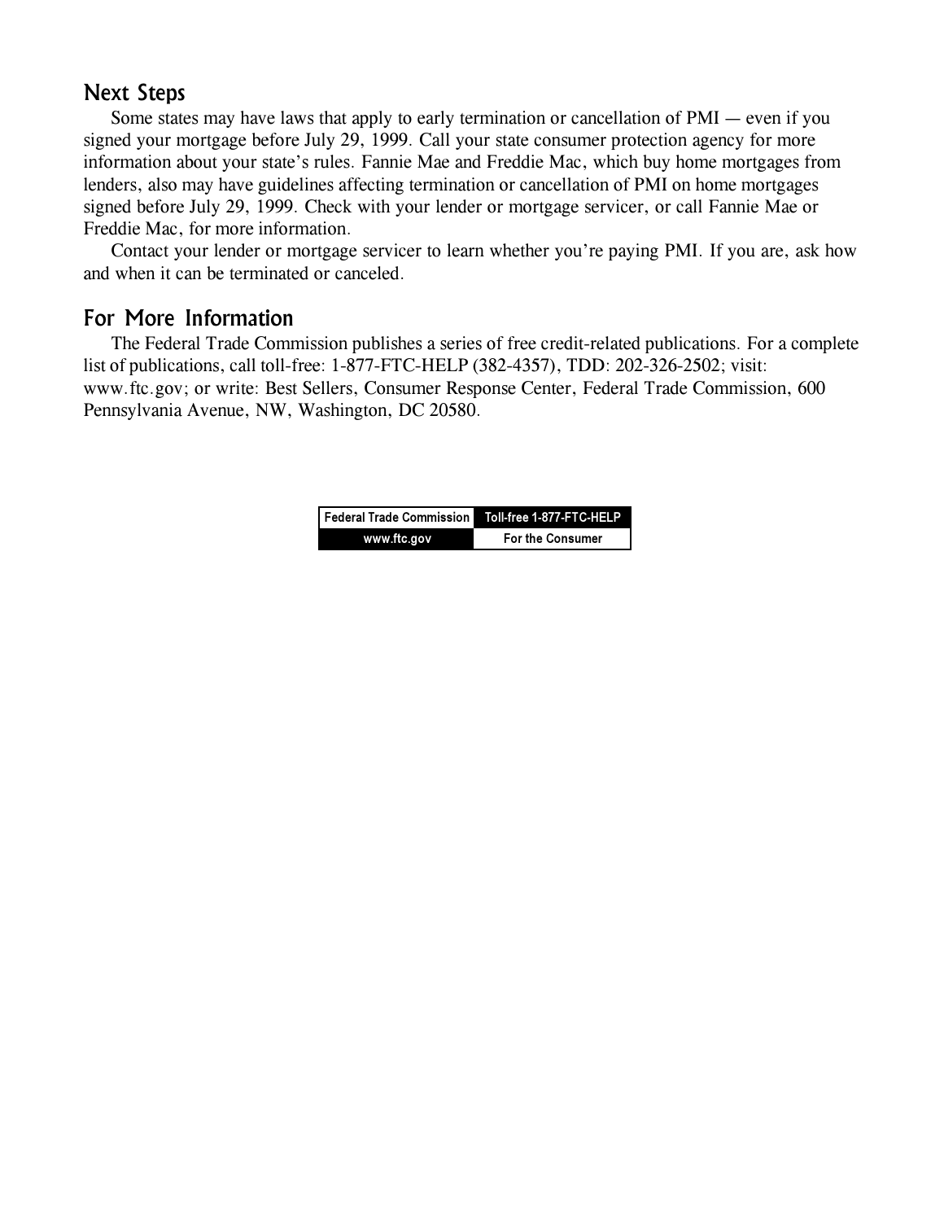## Next Steps

Some states may have laws that apply to early termination or cancellation of PMI — even if you signed your mortgage before July 29, 1999. Call your state consumer protection agency for more information about your state's rules. Fannie Mae and Freddie Mac, which buy home mortgages from lenders, also may have guidelines affecting termination or cancellation of PMI on home mortgages signed before July 29, 1999. Check with your lender or mortgage servicer, or call Fannie Mae or Freddie Mac, for more information.

Contact your lender or mortgage servicer to learn whether you're paying PMI. If you are, ask how and when it can be terminated or canceled.

## For More Information

The Federal Trade Commission publishes a series of free credit-related publications. For a complete list of publications, call toll-free: 1-877-FTC-HELP (382-4357), TDD: 202-326-2502; visit: www.ftc.gov; or write: Best Sellers, Consumer Response Center, Federal Trade Commission, 600 Pennsylvania Avenue, NW, Washington, DC 20580.

| | |
|---|---|
| Federal Trade Commission | Toll-free 1-877-FTC-HELP |
| www.ftc.gov | For the Consumer |